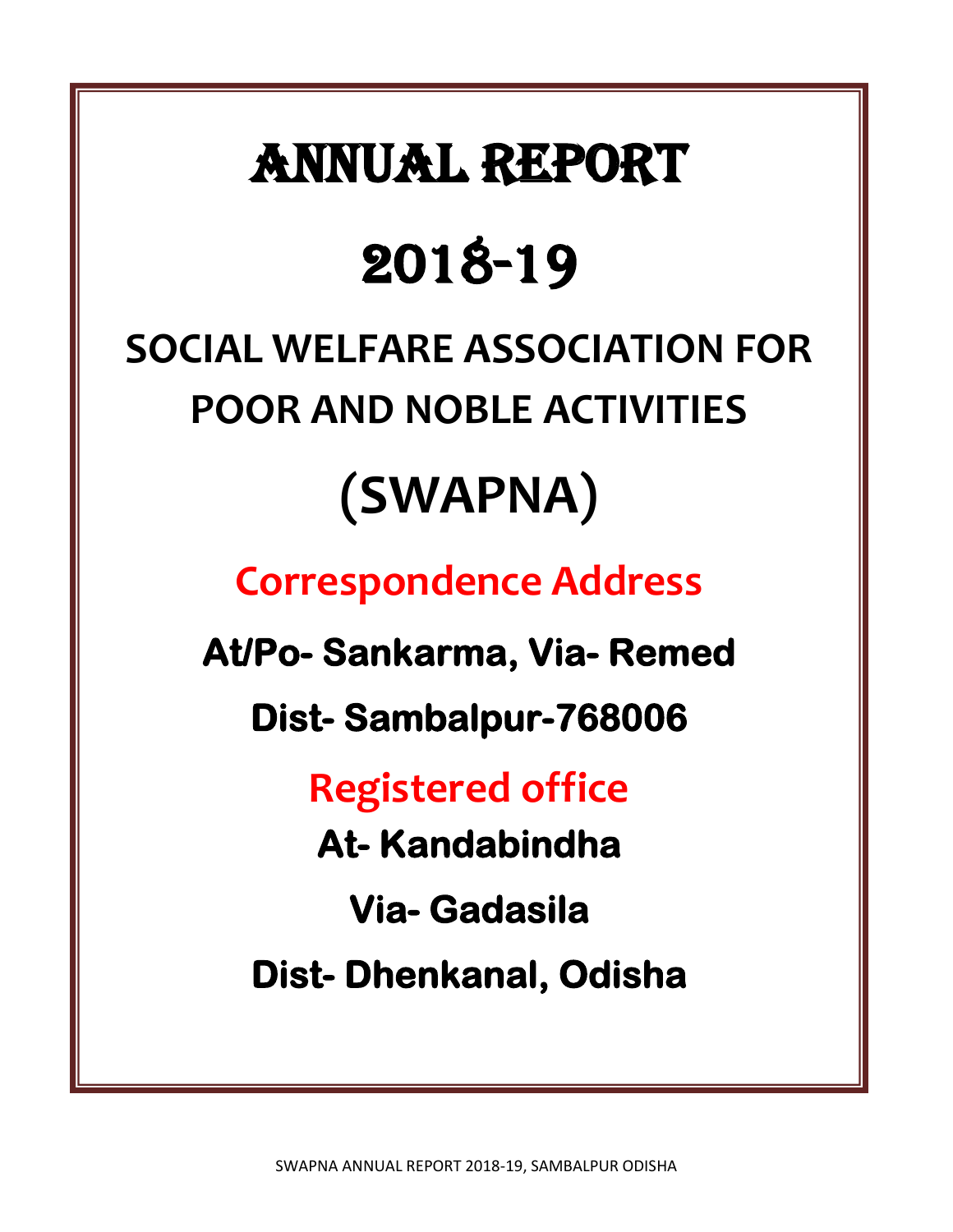# ANNUAL REPORT

# 2018-19

# SOCIAL WELFARE ASSOCIATION FOR POOR AND NOBLE ACTIVITIES

# (SWAPNA)

## Correspondence Address

**At/Po- Sankarma, Via- Remed**

**Dist- Sambalpur-768006**

## Registered office

**At- Kandabindha**

**Via- Gadasila**

**Dist- Dhenkanal, Odisha**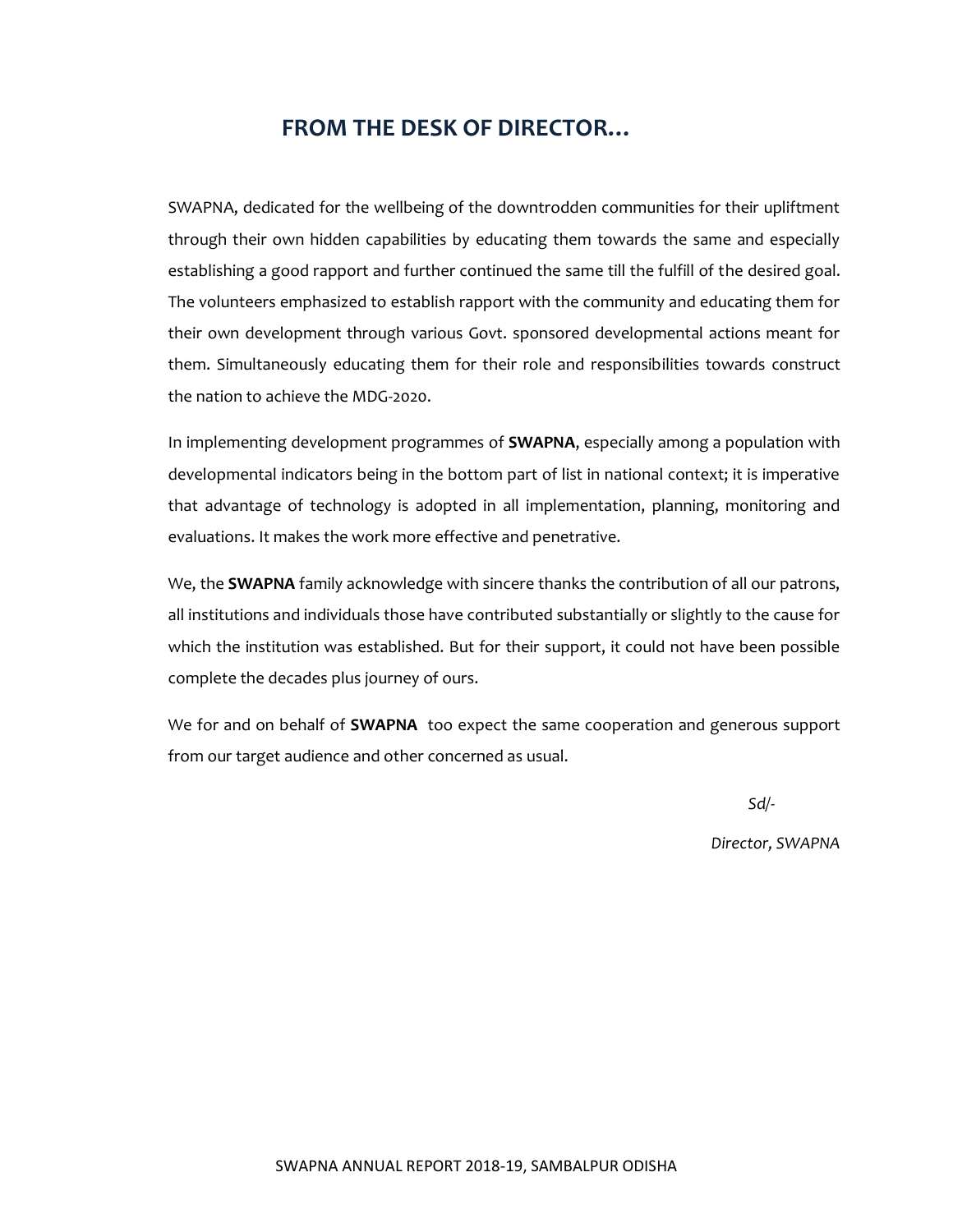# FROM THE DESK OF DIRECTOR…

SWAPNA, dedicated for the wellbeing of the downtrodden communities for their upliftment through their own hidden capabilities by educating them towards the same and especially establishing a good rapport and further continued the same till the fulfill of the desired goal. The volunteers emphasized to establish rapport with the community and educating them for their own development through various Govt. sponsored developmental actions meant for them. Simultaneously educating them for their role and responsibilities towards construct the nation to achieve the MDG-2020.

In implementing development programmes of **SWAPNA**, especially among a population with developmental indicators being in the bottom part of list in national context; it is imperative that advantage of technology is adopted in all implementation, planning, monitoring and evaluations. It makes the work more effective and penetrative.

We, the **SWAPNA** family acknowledge with sincere thanks the contribution of all our patrons, all institutions and individuals those have contributed substantially or slightly to the cause for which the institution was established. But for their support, it could not have been possible complete the decades plus journey of ours.

We for and on behalf of **SWAPNA** too expect the same cooperation and generous support from our target audience and other concerned as usual.

*Sd/-*

*Director, SWAPNA*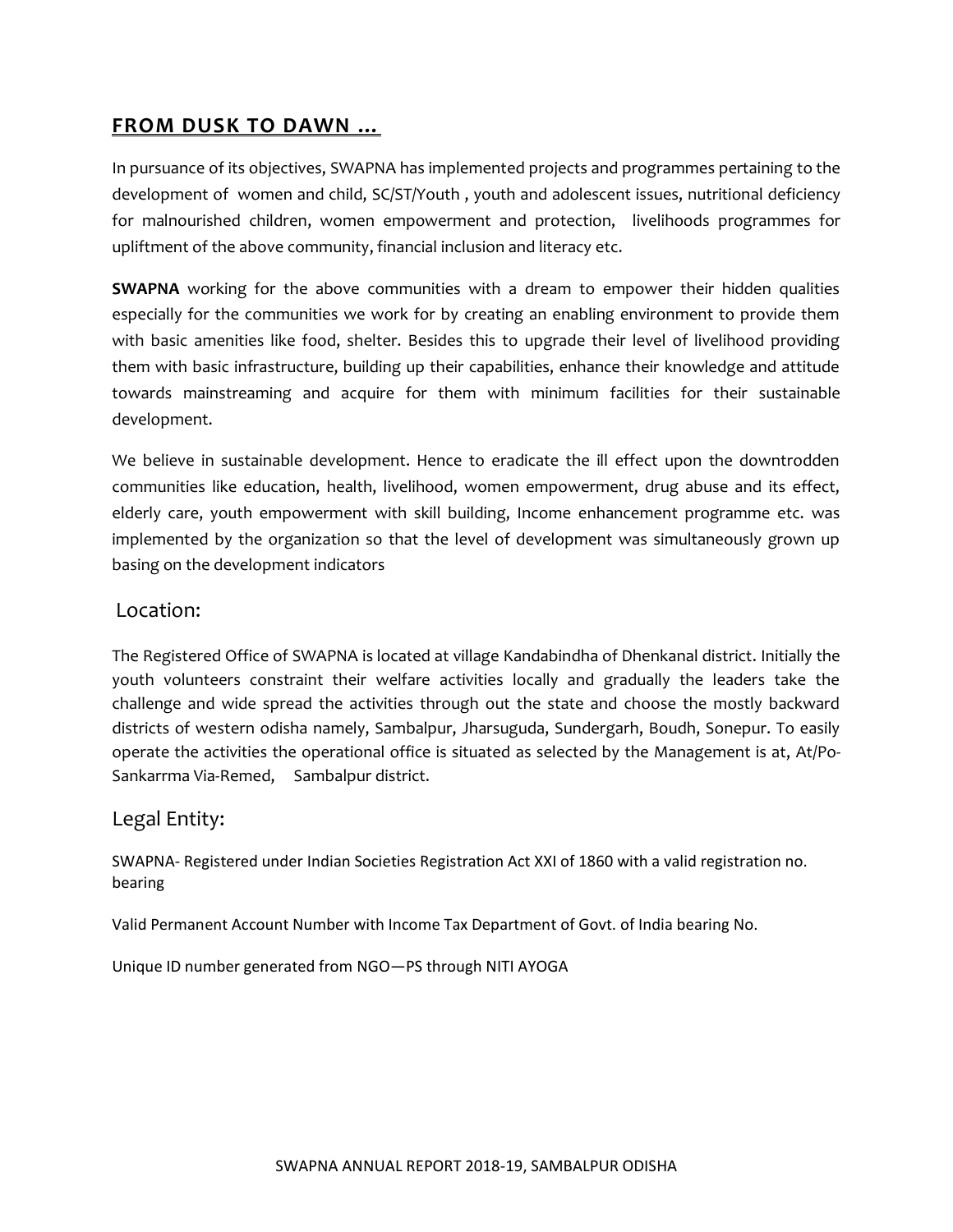## FROM DUSK TO DAWN …

In pursuance of its objectives, SWAPNA has implemented projects and programmes pertaining to the development of women and child, SC/ST/Youth , youth and adolescent issues, nutritional deficiency for malnourished children, women empowerment and protection, livelihoods programmes for upliftment of the above community, financial inclusion and literacy etc.

**SWAPNA** working for the above communities with a dream to empower their hidden qualities especially for the communities we work for by creating an enabling environment to provide them with basic amenities like food, shelter. Besides this to upgrade their level of livelihood providing them with basic infrastructure, building up their capabilities, enhance their knowledge and attitude towards mainstreaming and acquire for them with minimum facilities for their sustainable development.

We believe in sustainable development. Hence to eradicate the ill effect upon the downtrodden communities like education, health, livelihood, women empowerment, drug abuse and its effect, elderly care, youth empowerment with skill building, Income enhancement programme etc. was implemented by the organization so that the level of development was simultaneously grown up basing on the development indicators

### Location:

The Registered Office of SWAPNA is located at village Kandabindha of Dhenkanal district. Initially the youth volunteers constraint their welfare activities locally and gradually the leaders take the challenge and wide spread the activities through out the state and choose the mostly backward districts of western odisha namely, Sambalpur, Jharsuguda, Sundergarh, Boudh, Sonepur. To easily operate the activities the operational office is situated as selected by the Management is at, At/Po-Sankarrma Via-Remed, Sambalpur district.

### Legal Entity:

SWAPNA- Registered under Indian Societies Registration Act XXI of 1860 with a valid registration no. bearing

Valid Permanent Account Number with Income Tax Department of Govt. of India bearing No.

Unique ID number generated from NGO—PS through NITI AYOGA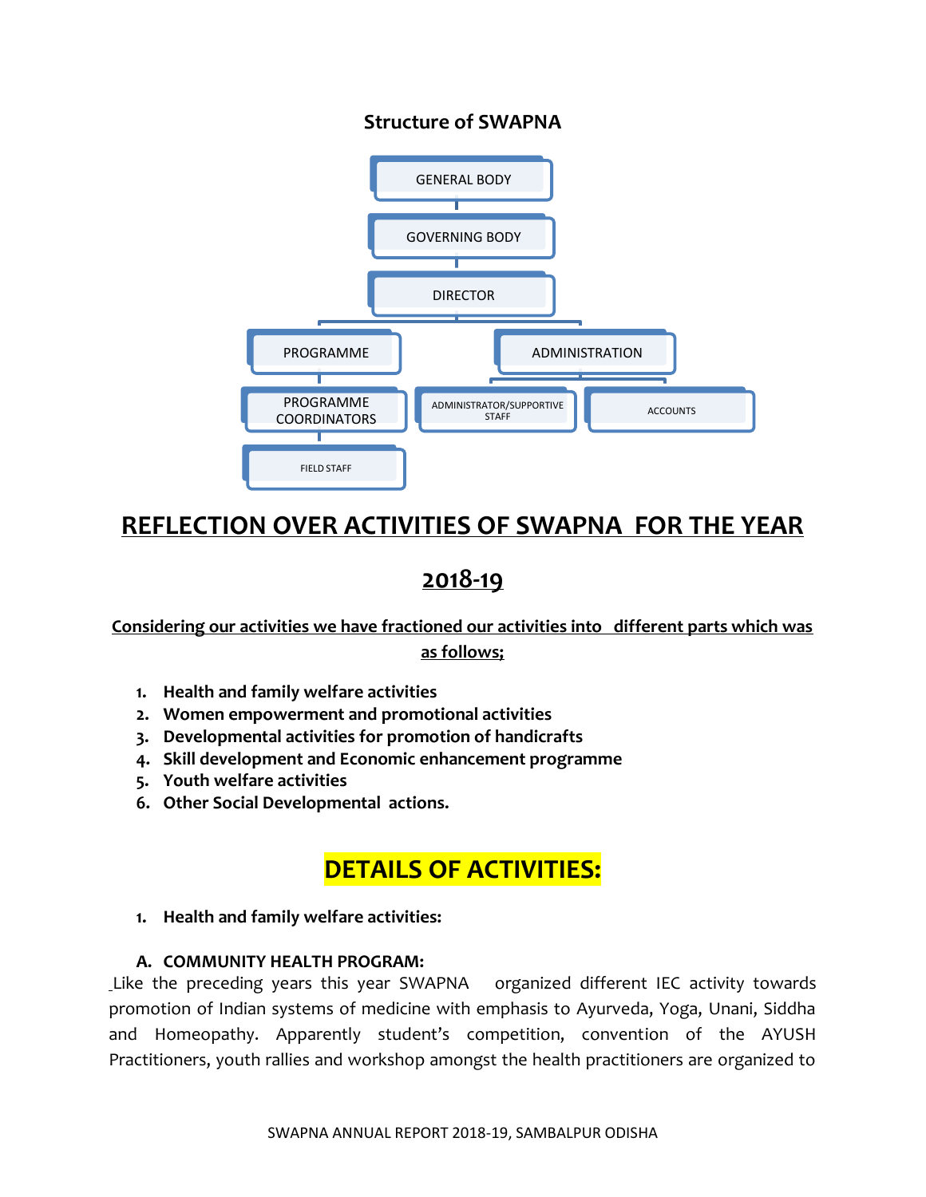**Structure of SWAPNA**

- GENERAL BODY
  - GOVERNING BODY
    - DIRECTOR
      - PROGRAMME
        - PROGRAMME COORDINATORS
          - FIELD STAFF
      - ADMINISTRATION
        - ADMINISTRATOR/SUPPORTIVE STAFF
        - ACCOUNTS

# REFLECTION OVER ACTIVITIES OF SWAPNA FOR THE YEAR 2018-19

**Considering our activities we have fractioned our activities into different parts which was as follows;**

1. **Health and family welfare activities**
2. **Women empowerment and promotional activities**
3. **Developmental activities for promotion of handicrafts**
4. **Skill development and Economic enhancement programme**
5. **Youth welfare activities**
6. **Other Social Developmental actions.**

## DETAILS OF ACTIVITIES:

1. **Health and family welfare activities:**

### A. COMMUNITY HEALTH PROGRAM:

Like the preceding years this year SWAPNA organized different IEC activity towards promotion of Indian systems of medicine with emphasis to Ayurveda, Yoga, Unani, Siddha and Homeopathy. Apparently student's competition, convention of the AYUSH Practitioners, youth rallies and workshop amongst the health practitioners are organized to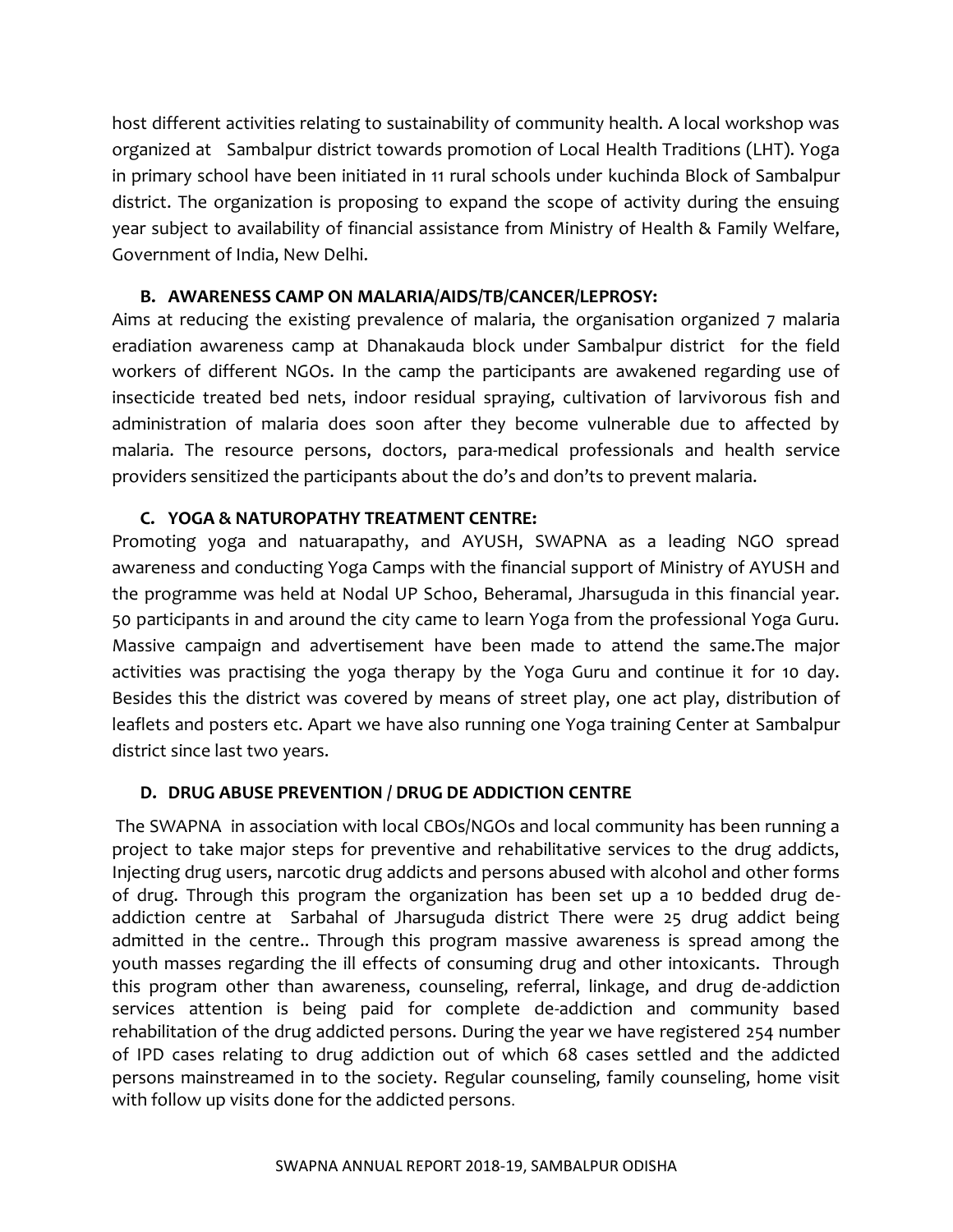host different activities relating to sustainability of community health. A local workshop was organized at Sambalpur district towards promotion of Local Health Traditions (LHT). Yoga in primary school have been initiated in 11 rural schools under kuchinda Block of Sambalpur district. The organization is proposing to expand the scope of activity during the ensuing year subject to availability of financial assistance from Ministry of Health & Family Welfare, Government of India, New Delhi.

### B. AWARENESS CAMP ON MALARIA/AIDS/TB/CANCER/LEPROSY:

Aims at reducing the existing prevalence of malaria, the organisation organized 7 malaria eradiation awareness camp at Dhanakauda block under Sambalpur district for the field workers of different NGOs. In the camp the participants are awakened regarding use of insecticide treated bed nets, indoor residual spraying, cultivation of larvivorous fish and administration of malaria does soon after they become vulnerable due to affected by malaria. The resource persons, doctors, para-medical professionals and health service providers sensitized the participants about the do's and don'ts to prevent malaria.

### C. YOGA & NATUROPATHY TREATMENT CENTRE:

Promoting yoga and natuarapathy, and AYUSH, SWAPNA as a leading NGO spread awareness and conducting Yoga Camps with the financial support of Ministry of AYUSH and the programme was held at Nodal UP Schoo, Beheramal, Jharsuguda in this financial year. 50 participants in and around the city came to learn Yoga from the professional Yoga Guru. Massive campaign and advertisement have been made to attend the same.The major activities was practising the yoga therapy by the Yoga Guru and continue it for 10 day. Besides this the district was covered by means of street play, one act play, distribution of leaflets and posters etc. Apart we have also running one Yoga training Center at Sambalpur district since last two years.

### D. DRUG ABUSE PREVENTION / DRUG DE ADDICTION CENTRE

The SWAPNA in association with local CBOs/NGOs and local community has been running a project to take major steps for preventive and rehabilitative services to the drug addicts, Injecting drug users, narcotic drug addicts and persons abused with alcohol and other forms of drug. Through this program the organization has been set up a 10 bedded drug de-addiction centre at Sarbahal of Jharsuguda district There were 25 drug addict being admitted in the centre.. Through this program massive awareness is spread among the youth masses regarding the ill effects of consuming drug and other intoxicants. Through this program other than awareness, counseling, referral, linkage, and drug de-addiction services attention is being paid for complete de-addiction and community based rehabilitation of the drug addicted persons. During the year we have registered 254 number of IPD cases relating to drug addiction out of which 68 cases settled and the addicted persons mainstreamed in to the society. Regular counseling, family counseling, home visit with follow up visits done for the addicted persons.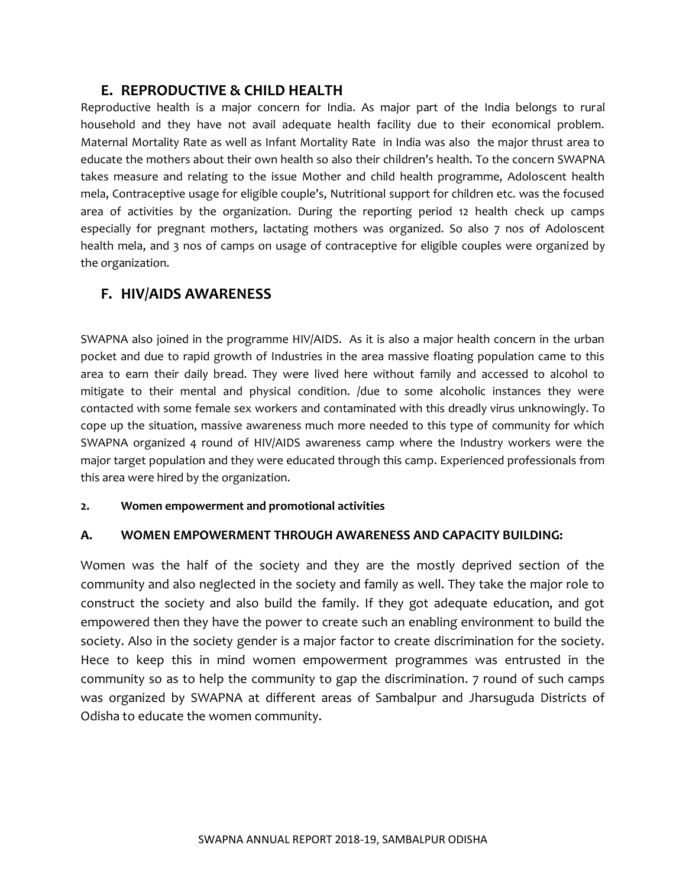## E. REPRODUCTIVE & CHILD HEALTH

Reproductive health is a major concern for India. As major part of the India belongs to rural household and they have not avail adequate health facility due to their economical problem. Maternal Mortality Rate as well as Infant Mortality Rate in India was also the major thrust area to educate the mothers about their own health so also their children's health. To the concern SWAPNA takes measure and relating to the issue Mother and child health programme, Adoloscent health mela, Contraceptive usage for eligible couple's, Nutritional support for children etc. was the focused area of activities by the organization. During the reporting period 12 health check up camps especially for pregnant mothers, lactating mothers was organized. So also 7 nos of Adoloscent health mela, and 3 nos of camps on usage of contraceptive for eligible couples were organized by the organization.

## F. HIV/AIDS AWARENESS

SWAPNA also joined in the programme HIV/AIDS. As it is also a major health concern in the urban pocket and due to rapid growth of Industries in the area massive floating population came to this area to earn their daily bread. They were lived here without family and accessed to alcohol to mitigate to their mental and physical condition. /due to some alcoholic instances they were contacted with some female sex workers and contaminated with this dreadly virus unknowingly. To cope up the situation, massive awareness much more needed to this type of community for which SWAPNA organized 4 round of HIV/AIDS awareness camp where the Industry workers were the major target population and they were educated through this camp. Experienced professionals from this area were hired by the organization.

**2. Women empowerment and promotional activities**

### A. WOMEN EMPOWERMENT THROUGH AWARENESS AND CAPACITY BUILDING:

Women was the half of the society and they are the mostly deprived section of the community and also neglected in the society and family as well. They take the major role to construct the society and also build the family. If they got adequate education, and got empowered then they have the power to create such an enabling environment to build the society. Also in the society gender is a major factor to create discrimination for the society. Hece to keep this in mind women empowerment programmes was entrusted in the community so as to help the community to gap the discrimination. 7 round of such camps was organized by SWAPNA at different areas of Sambalpur and Jharsuguda Districts of Odisha to educate the women community.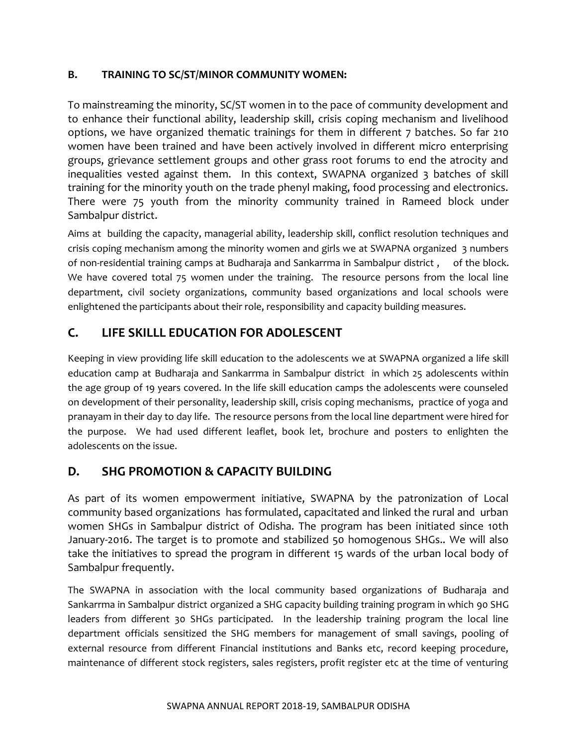### B. TRAINING TO SC/ST/MINOR COMMUNITY WOMEN:

To mainstreaming the minority, SC/ST women in to the pace of community development and to enhance their functional ability, leadership skill, crisis coping mechanism and livelihood options, we have organized thematic trainings for them in different 7 batches. So far 210 women have been trained and have been actively involved in different micro enterprising groups, grievance settlement groups and other grass root forums to end the atrocity and inequalities vested against them. In this context, SWAPNA organized 3 batches of skill training for the minority youth on the trade phenyl making, food processing and electronics. There were 75 youth from the minority community trained in Rameed block under Sambalpur district.

Aims at building the capacity, managerial ability, leadership skill, conflict resolution techniques and crisis coping mechanism among the minority women and girls we at SWAPNA organized 3 numbers of non-residential training camps at Budharaja and Sankarrma in Sambalpur district , of the block. We have covered total 75 women under the training. The resource persons from the local line department, civil society organizations, community based organizations and local schools were enlightened the participants about their role, responsibility and capacity building measures.

## C. LIFE SKILLL EDUCATION FOR ADOLESCENT

Keeping in view providing life skill education to the adolescents we at SWAPNA organized a life skill education camp at Budharaja and Sankarrma in Sambalpur district in which 25 adolescents within the age group of 19 years covered. In the life skill education camps the adolescents were counseled on development of their personality, leadership skill, crisis coping mechanisms, practice of yoga and pranayam in their day to day life. The resource persons from the local line department were hired for the purpose. We had used different leaflet, book let, brochure and posters to enlighten the adolescents on the issue.

## D. SHG PROMOTION & CAPACITY BUILDING

As part of its women empowerment initiative, SWAPNA by the patronization of Local community based organizations has formulated, capacitated and linked the rural and urban women SHGs in Sambalpur district of Odisha. The program has been initiated since 10th January-2016. The target is to promote and stabilized 50 homogenous SHGs.. We will also take the initiatives to spread the program in different 15 wards of the urban local body of Sambalpur frequently.

The SWAPNA in association with the local community based organizations of Budharaja and Sankarrma in Sambalpur district organized a SHG capacity building training program in which 90 SHG leaders from different 30 SHGs participated. In the leadership training program the local line department officials sensitized the SHG members for management of small savings, pooling of external resource from different Financial institutions and Banks etc, record keeping procedure, maintenance of different stock registers, sales registers, profit register etc at the time of venturing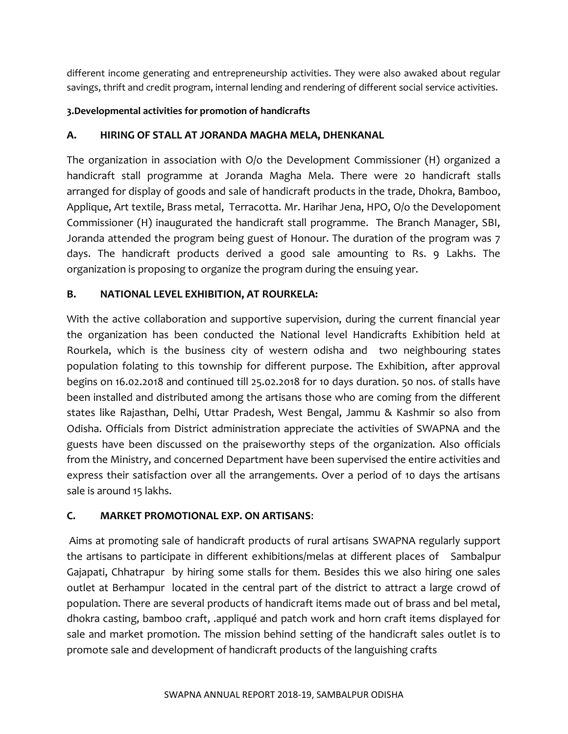different income generating and entrepreneurship activities. They were also awaked about regular savings, thrift and credit program, internal lending and rendering of different social service activities.

**3.Developmental activities for promotion of handicrafts**

## A. HIRING OF STALL AT JORANDA MAGHA MELA, DHENKANAL

The organization in association with O/o the Development Commissioner (H) organized a handicraft stall programme at Joranda Magha Mela. There were 20 handicraft stalls arranged for display of goods and sale of handicraft products in the trade, Dhokra, Bamboo, Applique, Art textile, Brass metal, Terracotta. Mr. Harihar Jena, HPO, O/o the Developoment Commissioner (H) inaugurated the handicraft stall programme. The Branch Manager, SBI, Joranda attended the program being guest of Honour. The duration of the program was 7 days. The handicraft products derived a good sale amounting to Rs. 9 Lakhs. The organization is proposing to organize the program during the ensuing year.

## B. NATIONAL LEVEL EXHIBITION, AT ROURKELA:

With the active collaboration and supportive supervision, during the current financial year the organization has been conducted the National level Handicrafts Exhibition held at Rourkela, which is the business city of western odisha and two neighbouring states population folating to this township for different purpose. The Exhibition, after approval begins on 16.02.2018 and continued till 25.02.2018 for 10 days duration. 50 nos. of stalls have been installed and distributed among the artisans those who are coming from the different states like Rajasthan, Delhi, Uttar Pradesh, West Bengal, Jammu & Kashmir so also from Odisha. Officials from District administration appreciate the activities of SWAPNA and the guests have been discussed on the praiseworthy steps of the organization. Also officials from the Ministry, and concerned Department have been supervised the entire activities and express their satisfaction over all the arrangements. Over a period of 10 days the artisans sale is around 15 lakhs.

## C. MARKET PROMOTIONAL EXP. ON ARTISANS:

Aims at promoting sale of handicraft products of rural artisans SWAPNA regularly support the artisans to participate in different exhibitions/melas at different places of Sambalpur Gajapati, Chhatrapur by hiring some stalls for them. Besides this we also hiring one sales outlet at Berhampur located in the central part of the district to attract a large crowd of population. There are several products of handicraft items made out of brass and bel metal, dhokra casting, bamboo craft, .appliqué and patch work and horn craft items displayed for sale and market promotion. The mission behind setting of the handicraft sales outlet is to promote sale and development of handicraft products of the languishing crafts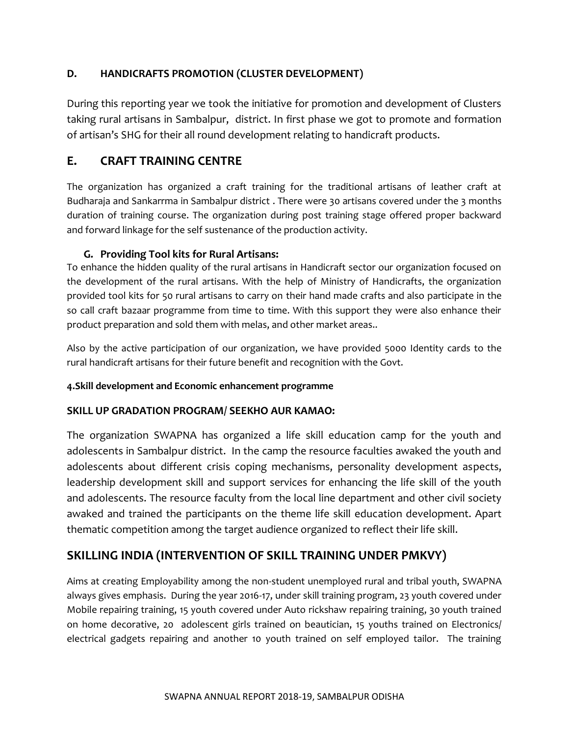### D. HANDICRAFTS PROMOTION (CLUSTER DEVELOPMENT)

During this reporting year we took the initiative for promotion and development of Clusters taking rural artisans in Sambalpur, district. In first phase we got to promote and formation of artisan's SHG for their all round development relating to handicraft products.

## E. CRAFT TRAINING CENTRE

The organization has organized a craft training for the traditional artisans of leather craft at Budharaja and Sankarrma in Sambalpur district . There were 30 artisans covered under the 3 months duration of training course. The organization during post training stage offered proper backward and forward linkage for the self sustenance of the production activity.

### G. Providing Tool kits for Rural Artisans:

To enhance the hidden quality of the rural artisans in Handicraft sector our organization focused on the development of the rural artisans. With the help of Ministry of Handicrafts, the organization provided tool kits for 50 rural artisans to carry on their hand made crafts and also participate in the so call craft bazaar programme from time to time. With this support they were also enhance their product preparation and sold them with melas, and other market areas..

Also by the active participation of our organization, we have provided 5000 Identity cards to the rural handicraft artisans for their future benefit and recognition with the Govt.

#### 4.Skill development and Economic enhancement programme

### SKILL UP GRADATION PROGRAM/ SEEKHO AUR KAMAO:

The organization SWAPNA has organized a life skill education camp for the youth and adolescents in Sambalpur district. In the camp the resource faculties awaked the youth and adolescents about different crisis coping mechanisms, personality development aspects, leadership development skill and support services for enhancing the life skill of the youth and adolescents. The resource faculty from the local line department and other civil society awaked and trained the participants on the theme life skill education development. Apart thematic competition among the target audience organized to reflect their life skill.

## SKILLING INDIA (INTERVENTION OF SKILL TRAINING UNDER PMKVY)

Aims at creating Employability among the non-student unemployed rural and tribal youth, SWAPNA always gives emphasis. During the year 2016-17, under skill training program, 23 youth covered under Mobile repairing training, 15 youth covered under Auto rickshaw repairing training, 30 youth trained on home decorative, 20 adolescent girls trained on beautician, 15 youths trained on Electronics/ electrical gadgets repairing and another 10 youth trained on self employed tailor. The training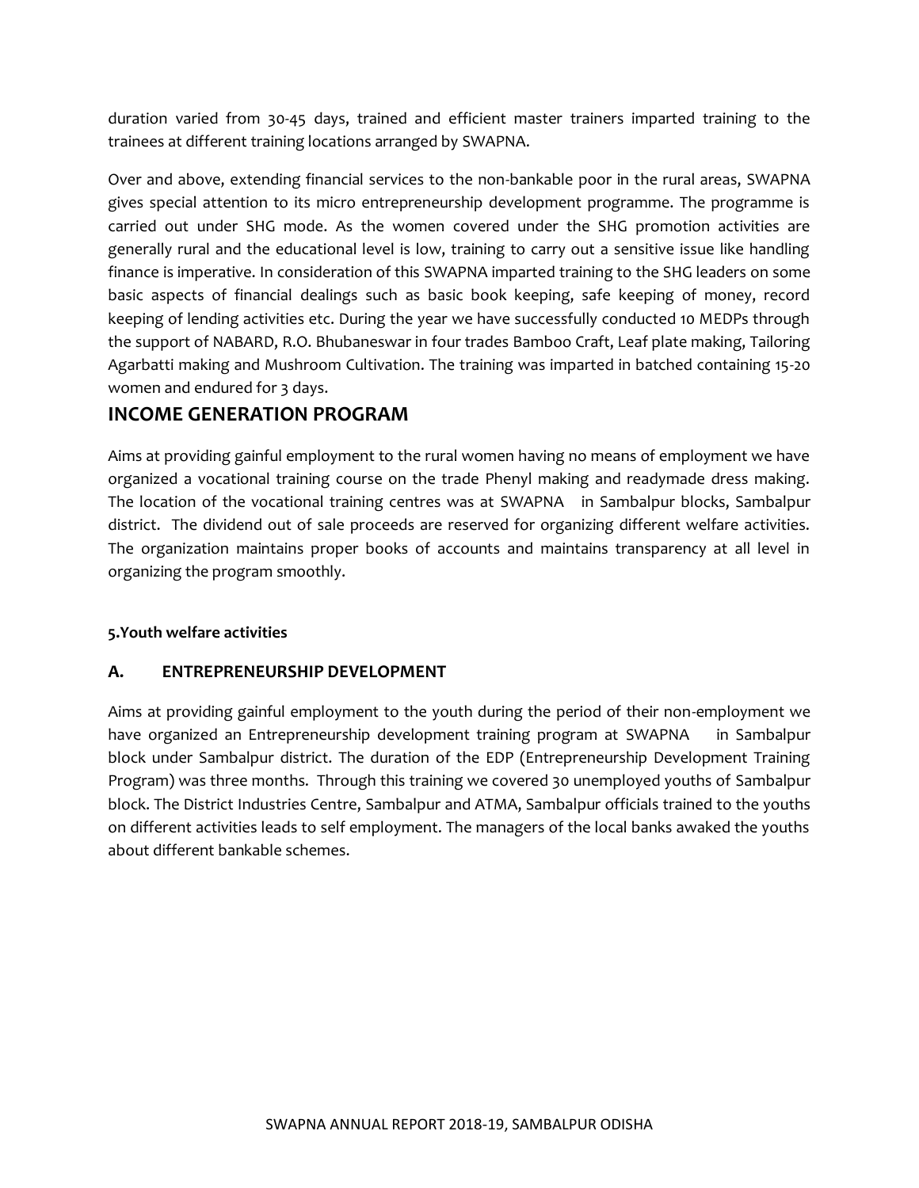duration varied from 30-45 days, trained and efficient master trainers imparted training to the trainees at different training locations arranged by SWAPNA.

Over and above, extending financial services to the non-bankable poor in the rural areas, SWAPNA gives special attention to its micro entrepreneurship development programme. The programme is carried out under SHG mode. As the women covered under the SHG promotion activities are generally rural and the educational level is low, training to carry out a sensitive issue like handling finance is imperative. In consideration of this SWAPNA imparted training to the SHG leaders on some basic aspects of financial dealings such as basic book keeping, safe keeping of money, record keeping of lending activities etc. During the year we have successfully conducted 10 MEDPs through the support of NABARD, R.O. Bhubaneswar in four trades Bamboo Craft, Leaf plate making, Tailoring Agarbatti making and Mushroom Cultivation. The training was imparted in batched containing 15-20 women and endured for 3 days.

## INCOME GENERATION PROGRAM

Aims at providing gainful employment to the rural women having no means of employment we have organized a vocational training course on the trade Phenyl making and readymade dress making. The location of the vocational training centres was at SWAPNA in Sambalpur blocks, Sambalpur district. The dividend out of sale proceeds are reserved for organizing different welfare activities. The organization maintains proper books of accounts and maintains transparency at all level in organizing the program smoothly.

**5.Youth welfare activities**

### A. ENTREPRENEURSHIP DEVELOPMENT

Aims at providing gainful employment to the youth during the period of their non-employment we have organized an Entrepreneurship development training program at SWAPNA in Sambalpur block under Sambalpur district. The duration of the EDP (Entrepreneurship Development Training Program) was three months. Through this training we covered 30 unemployed youths of Sambalpur block. The District Industries Centre, Sambalpur and ATMA, Sambalpur officials trained to the youths on different activities leads to self employment. The managers of the local banks awaked the youths about different bankable schemes.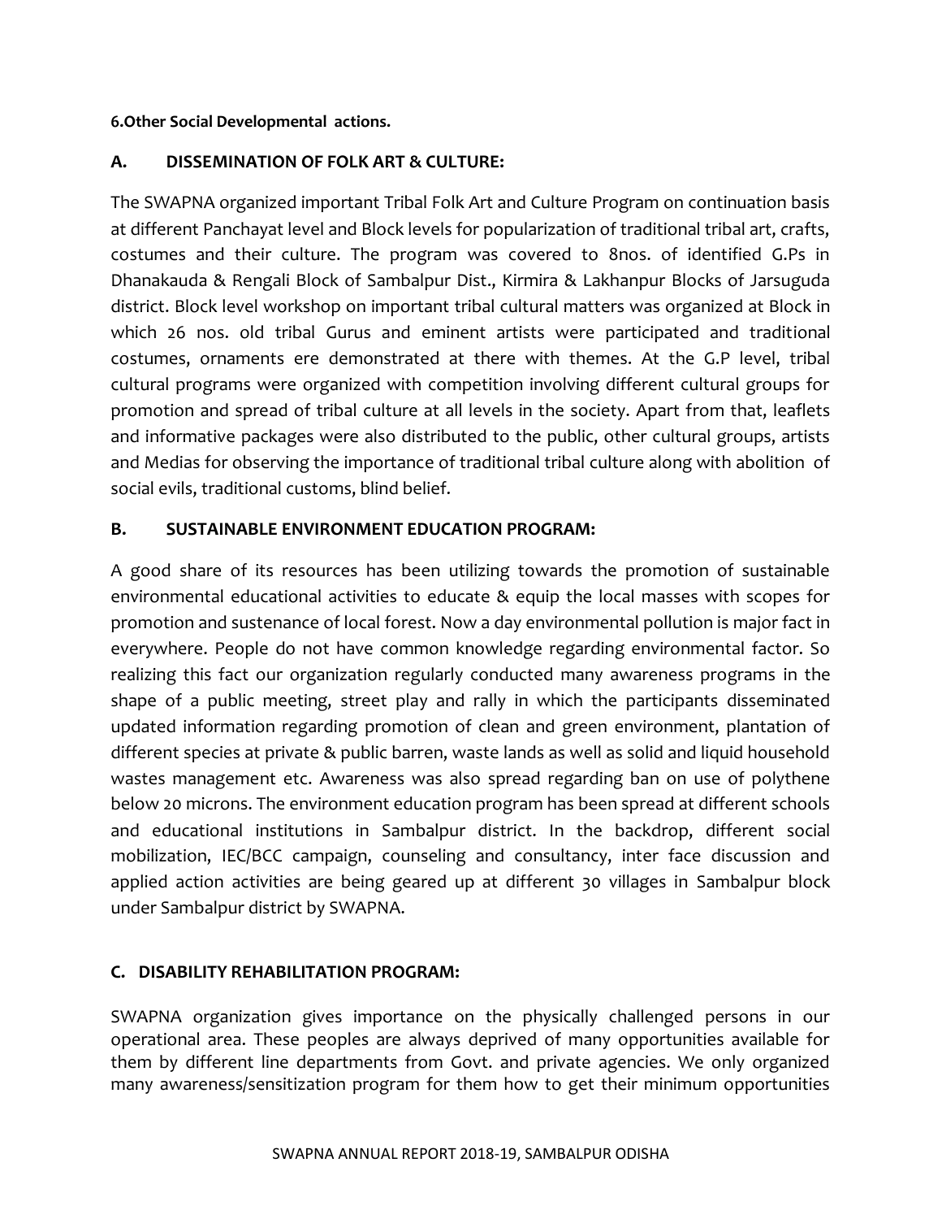**6.Other Social Developmental actions.**

## A. DISSEMINATION OF FOLK ART & CULTURE:

The SWAPNA organized important Tribal Folk Art and Culture Program on continuation basis at different Panchayat level and Block levels for popularization of traditional tribal art, crafts, costumes and their culture. The program was covered to 8nos. of identified G.Ps in Dhanakauda & Rengali Block of Sambalpur Dist., Kirmira & Lakhanpur Blocks of Jarsuguda district. Block level workshop on important tribal cultural matters was organized at Block in which 26 nos. old tribal Gurus and eminent artists were participated and traditional costumes, ornaments ere demonstrated at there with themes. At the G.P level, tribal cultural programs were organized with competition involving different cultural groups for promotion and spread of tribal culture at all levels in the society. Apart from that, leaflets and informative packages were also distributed to the public, other cultural groups, artists and Medias for observing the importance of traditional tribal culture along with abolition of social evils, traditional customs, blind belief.

## B. SUSTAINABLE ENVIRONMENT EDUCATION PROGRAM:

A good share of its resources has been utilizing towards the promotion of sustainable environmental educational activities to educate & equip the local masses with scopes for promotion and sustenance of local forest. Now a day environmental pollution is major fact in everywhere. People do not have common knowledge regarding environmental factor. So realizing this fact our organization regularly conducted many awareness programs in the shape of a public meeting, street play and rally in which the participants disseminated updated information regarding promotion of clean and green environment, plantation of different species at private & public barren, waste lands as well as solid and liquid household wastes management etc. Awareness was also spread regarding ban on use of polythene below 20 microns. The environment education program has been spread at different schools and educational institutions in Sambalpur district. In the backdrop, different social mobilization, IEC/BCC campaign, counseling and consultancy, inter face discussion and applied action activities are being geared up at different 30 villages in Sambalpur block under Sambalpur district by SWAPNA.

## C. DISABILITY REHABILITATION PROGRAM:

SWAPNA organization gives importance on the physically challenged persons in our operational area. These peoples are always deprived of many opportunities available for them by different line departments from Govt. and private agencies. We only organized many awareness/sensitization program for them how to get their minimum opportunities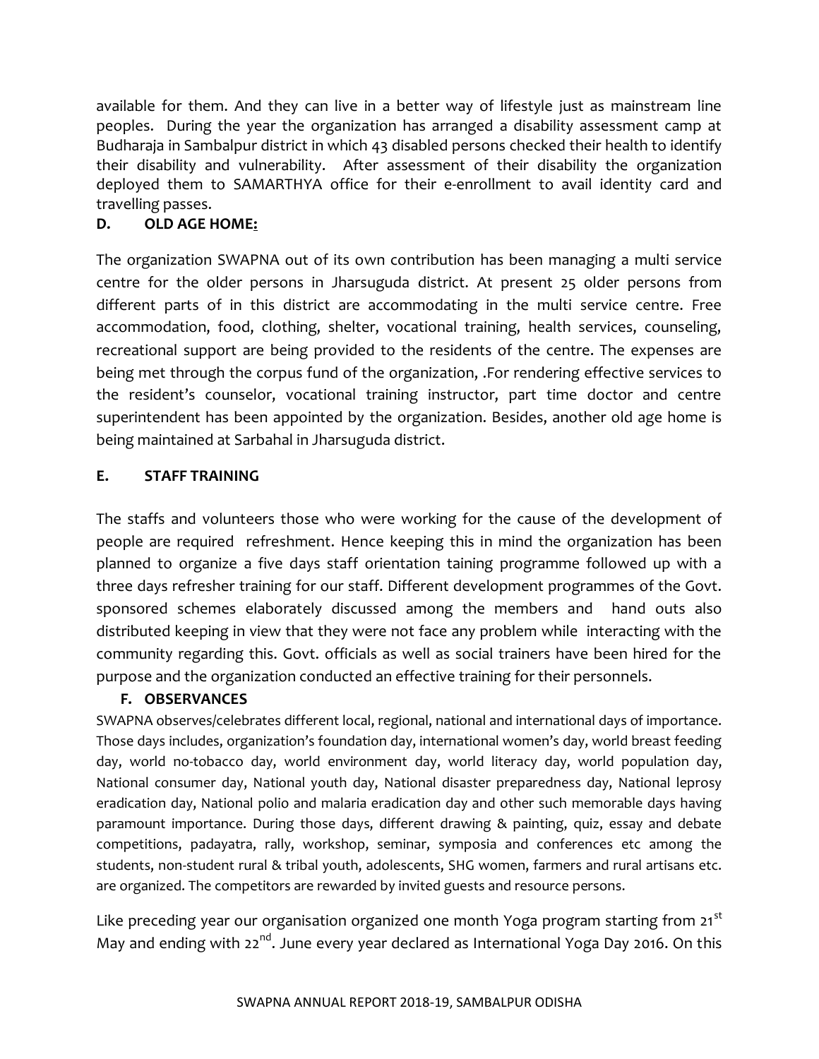available for them. And they can live in a better way of lifestyle just as mainstream line peoples. During the year the organization has arranged a disability assessment camp at Budharaja in Sambalpur district in which 43 disabled persons checked their health to identify their disability and vulnerability. After assessment of their disability the organization deployed them to SAMARTHYA office for their e-enrollment to avail identity card and travelling passes.

## D. OLD AGE HOME:

The organization SWAPNA out of its own contribution has been managing a multi service centre for the older persons in Jharsuguda district. At present 25 older persons from different parts of in this district are accommodating in the multi service centre. Free accommodation, food, clothing, shelter, vocational training, health services, counseling, recreational support are being provided to the residents of the centre. The expenses are being met through the corpus fund of the organization, .For rendering effective services to the resident's counselor, vocational training instructor, part time doctor and centre superintendent has been appointed by the organization. Besides, another old age home is being maintained at Sarbahal in Jharsuguda district.

## E. STAFF TRAINING

The staffs and volunteers those who were working for the cause of the development of people are required refreshment. Hence keeping this in mind the organization has been planned to organize a five days staff orientation taining programme followed up with a three days refresher training for our staff. Different development programmes of the Govt. sponsored schemes elaborately discussed among the members and hand outs also distributed keeping in view that they were not face any problem while interacting with the community regarding this. Govt. officials as well as social trainers have been hired for the purpose and the organization conducted an effective training for their personnels.

## F. OBSERVANCES

SWAPNA observes/celebrates different local, regional, national and international days of importance. Those days includes, organization's foundation day, international women's day, world breast feeding day, world no-tobacco day, world environment day, world literacy day, world population day, National consumer day, National youth day, National disaster preparedness day, National leprosy eradication day, National polio and malaria eradication day and other such memorable days having paramount importance. During those days, different drawing & painting, quiz, essay and debate competitions, padayatra, rally, workshop, seminar, symposia and conferences etc among the students, non-student rural & tribal youth, adolescents, SHG women, farmers and rural artisans etc. are organized. The competitors are rewarded by invited guests and resource persons.

Like preceding year our organisation organized one month Yoga program starting from 21st May and ending with 22nd. June every year declared as International Yoga Day 2016. On this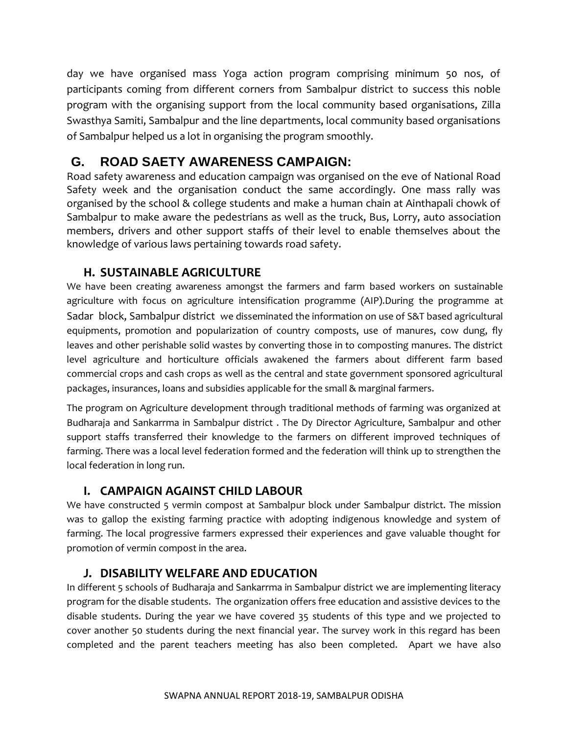day we have organised mass Yoga action program comprising minimum 50 nos, of participants coming from different corners from Sambalpur district to success this noble program with the organising support from the local community based organisations, Zilla Swasthya Samiti, Sambalpur and the line departments, local community based organisations of Sambalpur helped us a lot in organising the program smoothly.

## G. ROAD SAETY AWARENESS CAMPAIGN:

Road safety awareness and education campaign was organised on the eve of National Road Safety week and the organisation conduct the same accordingly. One mass rally was organised by the school & college students and make a human chain at Ainthapali chowk of Sambalpur to make aware the pedestrians as well as the truck, Bus, Lorry, auto association members, drivers and other support staffs of their level to enable themselves about the knowledge of various laws pertaining towards road safety.

## H. SUSTAINABLE AGRICULTURE

We have been creating awareness amongst the farmers and farm based workers on sustainable agriculture with focus on agriculture intensification programme (AIP).During the programme at Sadar block, Sambalpur district we disseminated the information on use of S&T based agricultural equipments, promotion and popularization of country composts, use of manures, cow dung, fly leaves and other perishable solid wastes by converting those in to composting manures. The district level agriculture and horticulture officials awakened the farmers about different farm based commercial crops and cash crops as well as the central and state government sponsored agricultural packages, insurances, loans and subsidies applicable for the small & marginal farmers.

The program on Agriculture development through traditional methods of farming was organized at Budharaja and Sankarrma in Sambalpur district . The Dy Director Agriculture, Sambalpur and other support staffs transferred their knowledge to the farmers on different improved techniques of farming. There was a local level federation formed and the federation will think up to strengthen the local federation in long run.

## I. CAMPAIGN AGAINST CHILD LABOUR

We have constructed 5 vermin compost at Sambalpur block under Sambalpur district. The mission was to gallop the existing farming practice with adopting indigenous knowledge and system of farming. The local progressive farmers expressed their experiences and gave valuable thought for promotion of vermin compost in the area.

## J. DISABILITY WELFARE AND EDUCATION

In different 5 schools of Budharaja and Sankarrma in Sambalpur district we are implementing literacy program for the disable students. The organization offers free education and assistive devices to the disable students. During the year we have covered 35 students of this type and we projected to cover another 50 students during the next financial year. The survey work in this regard has been completed and the parent teachers meeting has also been completed. Apart we have also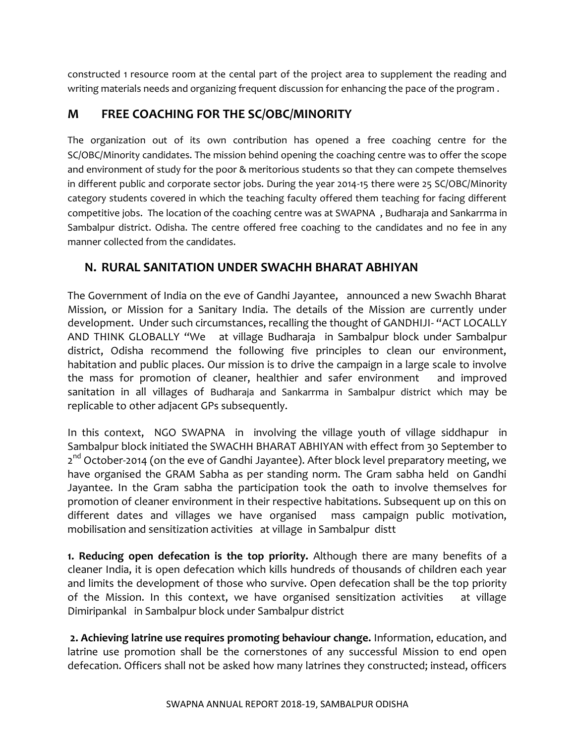constructed 1 resource room at the cental part of the project area to supplement the reading and writing materials needs and organizing frequent discussion for enhancing the pace of the program .

## M FREE COACHING FOR THE SC/OBC/MINORITY

The organization out of its own contribution has opened a free coaching centre for the SC/OBC/Minority candidates. The mission behind opening the coaching centre was to offer the scope and environment of study for the poor & meritorious students so that they can compete themselves in different public and corporate sector jobs. During the year 2014-15 there were 25 SC/OBC/Minority category students covered in which the teaching faculty offered them teaching for facing different competitive jobs. The location of the coaching centre was at SWAPNA , Budharaja and Sankarrma in Sambalpur district. Odisha. The centre offered free coaching to the candidates and no fee in any manner collected from the candidates.

## N. RURAL SANITATION UNDER SWACHH BHARAT ABHIYAN

The Government of India on the eve of Gandhi Jayantee, announced a new Swachh Bharat Mission, or Mission for a Sanitary India. The details of the Mission are currently under development. Under such circumstances, recalling the thought of GANDHIJI- "ACT LOCALLY AND THINK GLOBALLY "We at village Budharaja in Sambalpur block under Sambalpur district, Odisha recommend the following five principles to clean our environment, habitation and public places. Our mission is to drive the campaign in a large scale to involve the mass for promotion of cleaner, healthier and safer environment and improved sanitation in all villages of Budharaja and Sankarrma in Sambalpur district which may be replicable to other adjacent GPs subsequently.

In this context, NGO SWAPNA in involving the village youth of village siddhapur in Sambalpur block initiated the SWACHH BHARAT ABHIYAN with effect from 30 September to 2nd October-2014 (on the eve of Gandhi Jayantee). After block level preparatory meeting, we have organised the GRAM Sabha as per standing norm. The Gram sabha held on Gandhi Jayantee. In the Gram sabha the participation took the oath to involve themselves for promotion of cleaner environment in their respective habitations. Subsequent up on this on different dates and villages we have organised mass campaign public motivation, mobilisation and sensitization activities at village in Sambalpur distt

**1. Reducing open defecation is the top priority.** Although there are many benefits of a cleaner India, it is open defecation which kills hundreds of thousands of children each year and limits the development of those who survive. Open defecation shall be the top priority of the Mission. In this context, we have organised sensitization activities at village Dimiripankal in Sambalpur block under Sambalpur district

**2. Achieving latrine use requires promoting behaviour change.** Information, education, and latrine use promotion shall be the cornerstones of any successful Mission to end open defecation. Officers shall not be asked how many latrines they constructed; instead, officers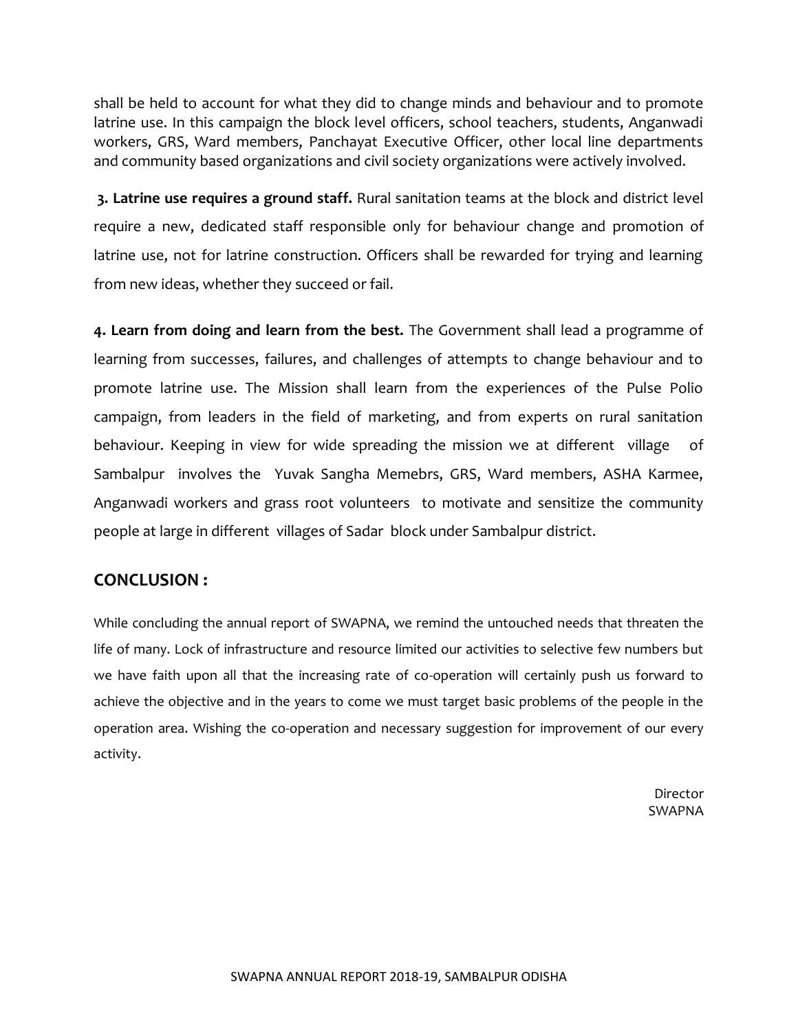shall be held to account for what they did to change minds and behaviour and to promote latrine use. In this campaign the block level officers, school teachers, students, Anganwadi workers, GRS, Ward members, Panchayat Executive Officer, other local line departments and community based organizations and civil society organizations were actively involved.

**3. Latrine use requires a ground staff.** Rural sanitation teams at the block and district level require a new, dedicated staff responsible only for behaviour change and promotion of latrine use, not for latrine construction. Officers shall be rewarded for trying and learning from new ideas, whether they succeed or fail.

**4. Learn from doing and learn from the best.** The Government shall lead a programme of learning from successes, failures, and challenges of attempts to change behaviour and to promote latrine use. The Mission shall learn from the experiences of the Pulse Polio campaign, from leaders in the field of marketing, and from experts on rural sanitation behaviour. Keeping in view for wide spreading the mission we at different village of Sambalpur involves the Yuvak Sangha Memebrs, GRS, Ward members, ASHA Karmee, Anganwadi workers and grass root volunteers to motivate and sensitize the community people at large in different villages of Sadar block under Sambalpur district.

## CONCLUSION :

While concluding the annual report of SWAPNA, we remind the untouched needs that threaten the life of many. Lock of infrastructure and resource limited our activities to selective few numbers but we have faith upon all that the increasing rate of co-operation will certainly push us forward to achieve the objective and in the years to come we must target basic problems of the people in the operation area. Wishing the co-operation and necessary suggestion for improvement of our every activity.

Director
SWAPNA